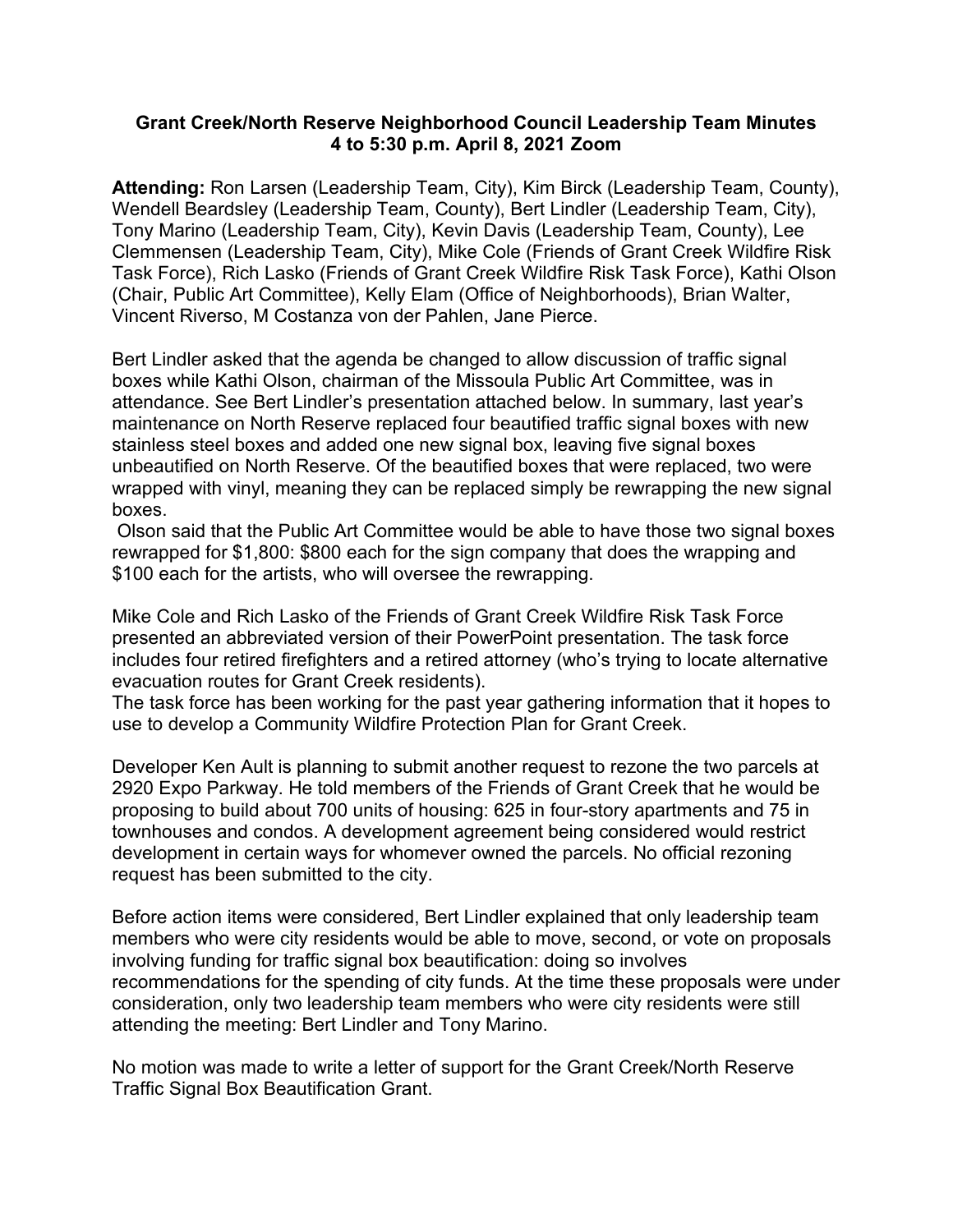**Grant Creek/North Reserve Neighborhood Council Leadership Team Minutes**
**4 to 5:30 p.m. April 8, 2021 Zoom**

**Attending:** Ron Larsen (Leadership Team, City), Kim Birck (Leadership Team, County), Wendell Beardsley (Leadership Team, County), Bert Lindler (Leadership Team, City), Tony Marino (Leadership Team, City), Kevin Davis (Leadership Team, County), Lee Clemmensen (Leadership Team, City), Mike Cole (Friends of Grant Creek Wildfire Risk Task Force), Rich Lasko (Friends of Grant Creek Wildfire Risk Task Force), Kathi Olson (Chair, Public Art Committee), Kelly Elam (Office of Neighborhoods), Brian Walter, Vincent Riverso, M Costanza von der Pahlen, Jane Pierce.

Bert Lindler asked that the agenda be changed to allow discussion of traffic signal boxes while Kathi Olson, chairman of the Missoula Public Art Committee, was in attendance. See Bert Lindler's presentation attached below. In summary, last year's maintenance on North Reserve replaced four beautified traffic signal boxes with new stainless steel boxes and added one new signal box, leaving five signal boxes unbeautified on North Reserve. Of the beautified boxes that were replaced, two were wrapped with vinyl, meaning they can be replaced simply be rewrapping the new signal boxes.

Olson said that the Public Art Committee would be able to have those two signal boxes rewrapped for $1,800: $800 each for the sign company that does the wrapping and $100 each for the artists, who will oversee the rewrapping.

Mike Cole and Rich Lasko of the Friends of Grant Creek Wildfire Risk Task Force presented an abbreviated version of their PowerPoint presentation. The task force includes four retired firefighters and a retired attorney (who's trying to locate alternative evacuation routes for Grant Creek residents).
The task force has been working for the past year gathering information that it hopes to use to develop a Community Wildfire Protection Plan for Grant Creek.

Developer Ken Ault is planning to submit another request to rezone the two parcels at 2920 Expo Parkway. He told members of the Friends of Grant Creek that he would be proposing to build about 700 units of housing: 625 in four-story apartments and 75 in townhouses and condos. A development agreement being considered would restrict development in certain ways for whomever owned the parcels. No official rezoning request has been submitted to the city.

Before action items were considered, Bert Lindler explained that only leadership team members who were city residents would be able to move, second, or vote on proposals involving funding for traffic signal box beautification: doing so involves recommendations for the spending of city funds. At the time these proposals were under consideration, only two leadership team members who were city residents were still attending the meeting: Bert Lindler and Tony Marino.

No motion was made to write a letter of support for the Grant Creek/North Reserve Traffic Signal Box Beautification Grant.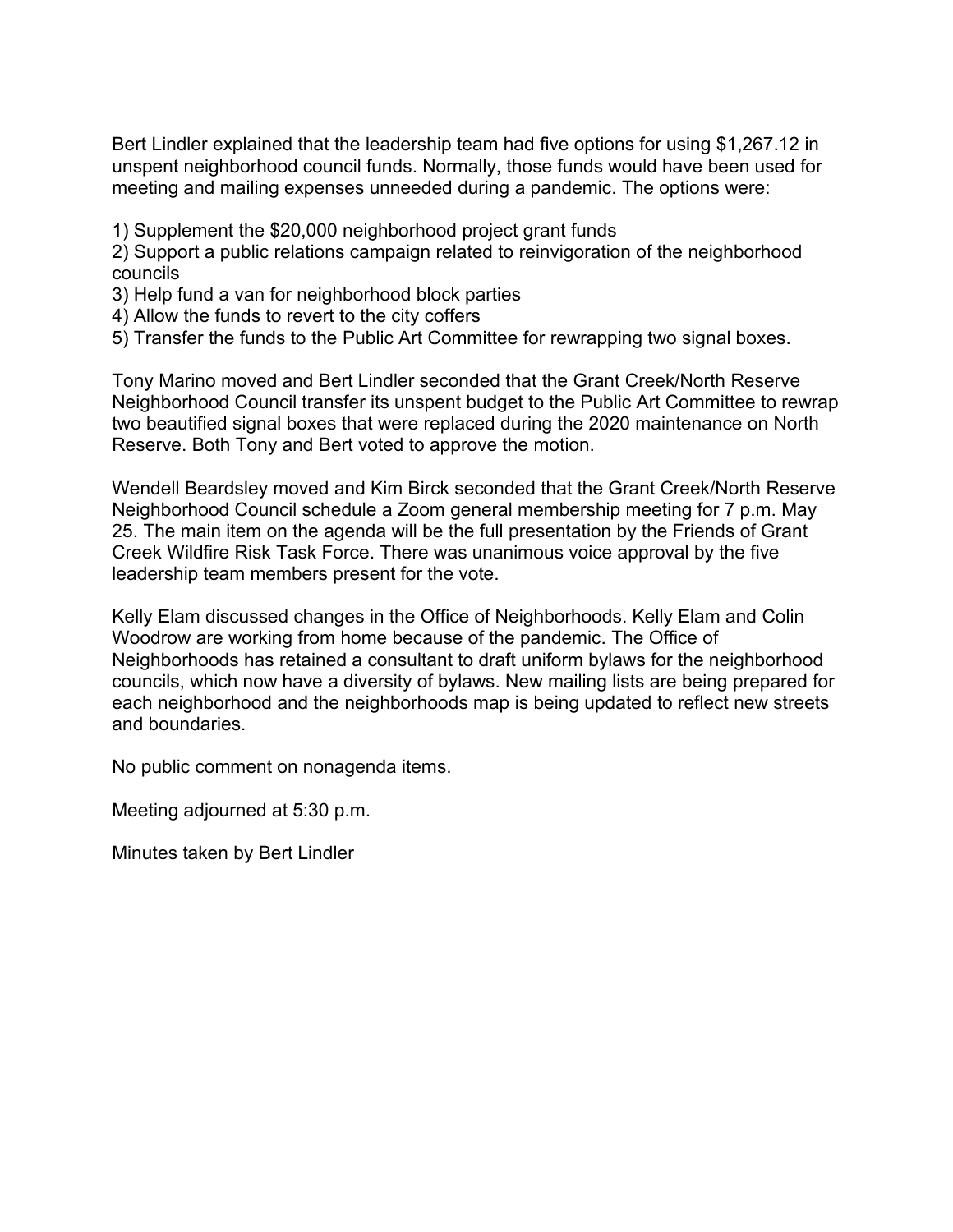Bert Lindler explained that the leadership team had five options for using $1,267.12 in unspent neighborhood council funds. Normally, those funds would have been used for meeting and mailing expenses unneeded during a pandemic. The options were:

1) Supplement the $20,000 neighborhood project grant funds
2) Support a public relations campaign related to reinvigoration of the neighborhood councils
3) Help fund a van for neighborhood block parties
4) Allow the funds to revert to the city coffers
5) Transfer the funds to the Public Art Committee for rewrapping two signal boxes.

Tony Marino moved and Bert Lindler seconded that the Grant Creek/North Reserve Neighborhood Council transfer its unspent budget to the Public Art Committee to rewrap two beautified signal boxes that were replaced during the 2020 maintenance on North Reserve. Both Tony and Bert voted to approve the motion.

Wendell Beardsley moved and Kim Birck seconded that the Grant Creek/North Reserve Neighborhood Council schedule a Zoom general membership meeting for 7 p.m. May 25. The main item on the agenda will be the full presentation by the Friends of Grant Creek Wildfire Risk Task Force. There was unanimous voice approval by the five leadership team members present for the vote.

Kelly Elam discussed changes in the Office of Neighborhoods. Kelly Elam and Colin Woodrow are working from home because of the pandemic. The Office of Neighborhoods has retained a consultant to draft uniform bylaws for the neighborhood councils, which now have a diversity of bylaws. New mailing lists are being prepared for each neighborhood and the neighborhoods map is being updated to reflect new streets and boundaries.

No public comment on nonagenda items.

Meeting adjourned at 5:30 p.m.

Minutes taken by Bert Lindler